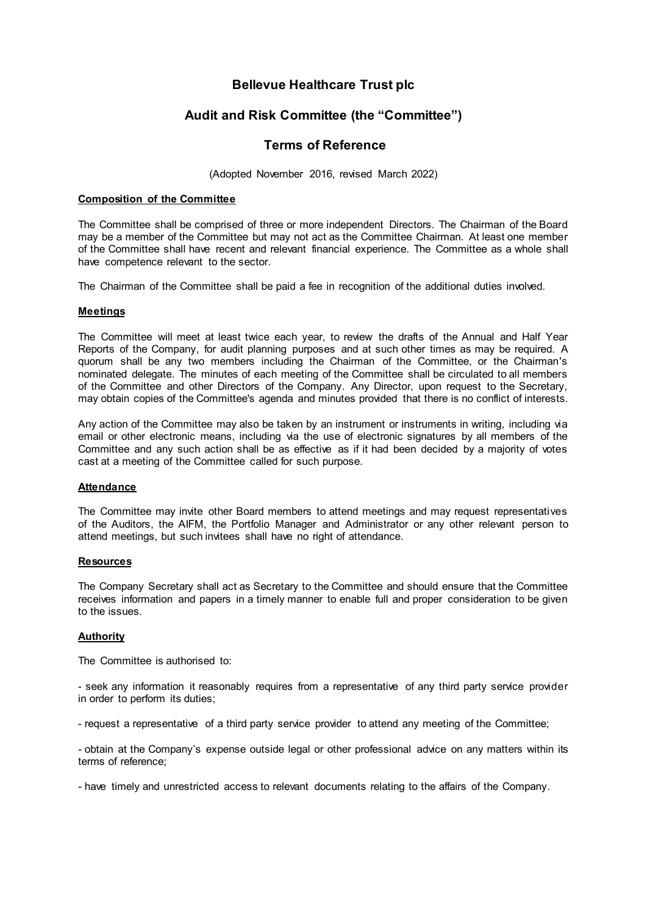# Bellevue Healthcare Trust plc

## Audit and Risk Committee (the "Committee")

## Terms of Reference

(Adopted November 2016, revised March 2022)

**Composition of the Committee**

The Committee shall be comprised of three or more independent Directors. The Chairman of the Board may be a member of the Committee but may not act as the Committee Chairman. At least one member of the Committee shall have recent and relevant financial experience. The Committee as a whole shall have competence relevant to the sector.

The Chairman of the Committee shall be paid a fee in recognition of the additional duties involved.

**Meetings**

The Committee will meet at least twice each year, to review the drafts of the Annual and Half Year Reports of the Company, for audit planning purposes and at such other times as may be required. A quorum shall be any two members including the Chairman of the Committee, or the Chairman's nominated delegate. The minutes of each meeting of the Committee shall be circulated to all members of the Committee and other Directors of the Company. Any Director, upon request to the Secretary, may obtain copies of the Committee's agenda and minutes provided that there is no conflict of interests.

Any action of the Committee may also be taken by an instrument or instruments in writing, including via email or other electronic means, including via the use of electronic signatures by all members of the Committee and any such action shall be as effective as if it had been decided by a majority of votes cast at a meeting of the Committee called for such purpose.

**Attendance**

The Committee may invite other Board members to attend meetings and may request representatives of the Auditors, the AIFM, the Portfolio Manager and Administrator or any other relevant person to attend meetings, but such invitees shall have no right of attendance.

**Resources**

The Company Secretary shall act as Secretary to the Committee and should ensure that the Committee receives information and papers in a timely manner to enable full and proper consideration to be given to the issues.

**Authority**

The Committee is authorised to:

- seek any information it reasonably requires from a representative of any third party service provider in order to perform its duties;

- request a representative of a third party service provider to attend any meeting of the Committee;

- obtain at the Company's expense outside legal or other professional advice on any matters within its terms of reference;

- have timely and unrestricted access to relevant documents relating to the affairs of the Company.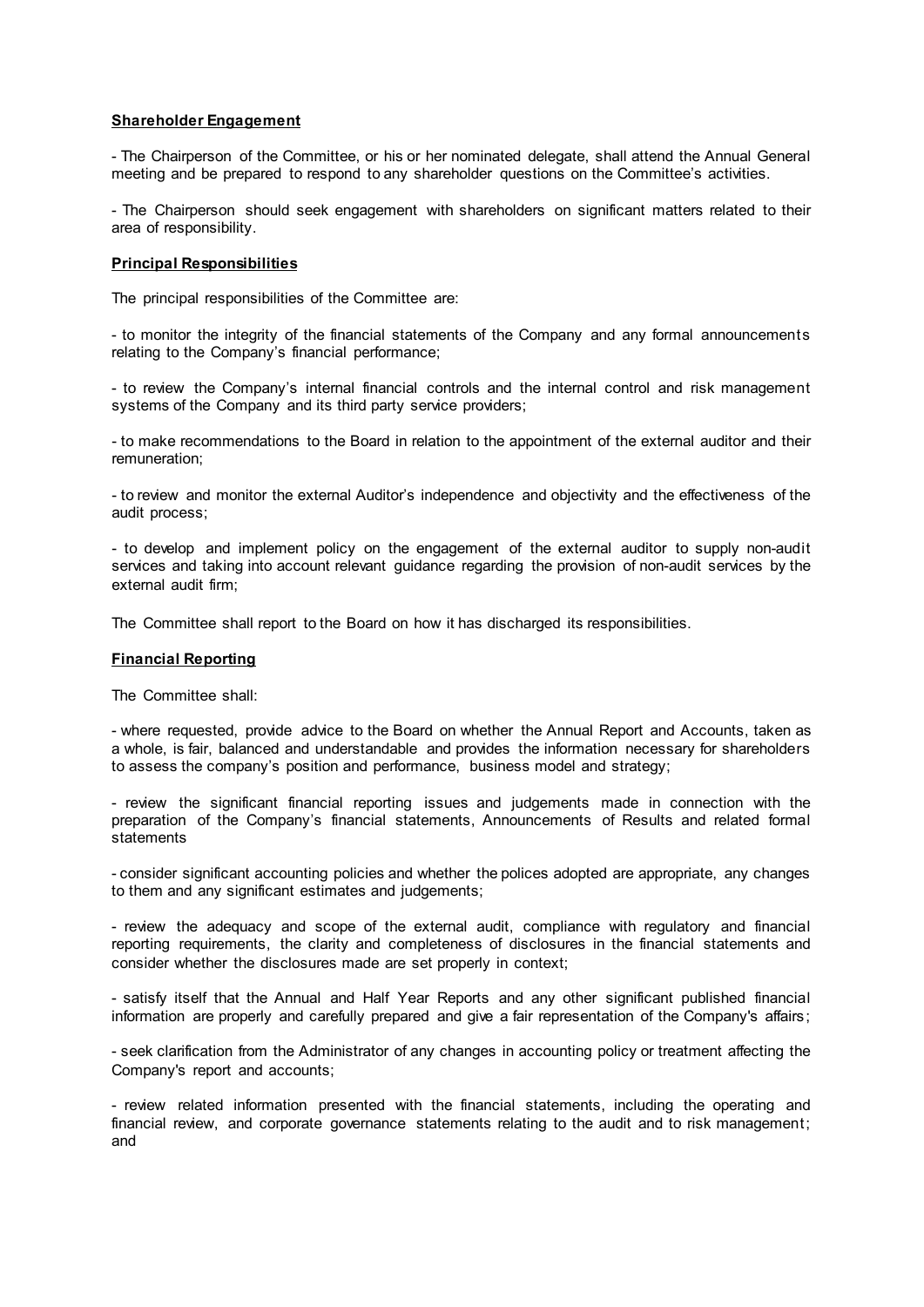**Shareholder Engagement**

- The Chairperson of the Committee, or his or her nominated delegate, shall attend the Annual General meeting and be prepared to respond to any shareholder questions on the Committee's activities.

- The Chairperson should seek engagement with shareholders on significant matters related to their area of responsibility.

**Principal Responsibilities**

The principal responsibilities of the Committee are:

- to monitor the integrity of the financial statements of the Company and any formal announcements relating to the Company's financial performance;

- to review the Company's internal financial controls and the internal control and risk management systems of the Company and its third party service providers;

- to make recommendations to the Board in relation to the appointment of the external auditor and their remuneration;

- to review and monitor the external Auditor's independence and objectivity and the effectiveness of the audit process;

- to develop and implement policy on the engagement of the external auditor to supply non-audit services and taking into account relevant guidance regarding the provision of non-audit services by the external audit firm;

The Committee shall report to the Board on how it has discharged its responsibilities.

**Financial Reporting**

The Committee shall:

- where requested, provide advice to the Board on whether the Annual Report and Accounts, taken as a whole, is fair, balanced and understandable and provides the information necessary for shareholders to assess the company's position and performance, business model and strategy;

- review the significant financial reporting issues and judgements made in connection with the preparation of the Company's financial statements, Announcements of Results and related formal statements

- consider significant accounting policies and whether the polices adopted are appropriate, any changes to them and any significant estimates and judgements;

- review the adequacy and scope of the external audit, compliance with regulatory and financial reporting requirements, the clarity and completeness of disclosures in the financial statements and consider whether the disclosures made are set properly in context;

- satisfy itself that the Annual and Half Year Reports and any other significant published financial information are properly and carefully prepared and give a fair representation of the Company's affairs;

- seek clarification from the Administrator of any changes in accounting policy or treatment affecting the Company's report and accounts;

- review related information presented with the financial statements, including the operating and financial review, and corporate governance statements relating to the audit and to risk management; and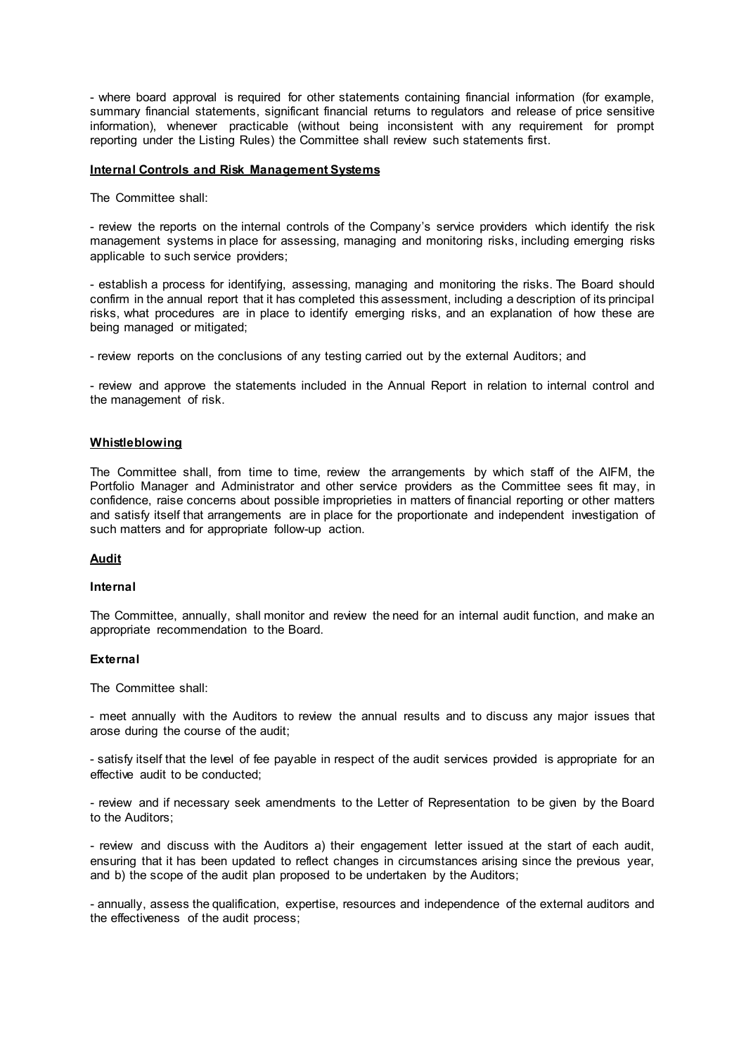- where board approval is required for other statements containing financial information (for example, summary financial statements, significant financial returns to regulators and release of price sensitive information), whenever practicable (without being inconsistent with any requirement for prompt reporting under the Listing Rules) the Committee shall review such statements first.

**Internal Controls and Risk Management Systems**

The Committee shall:

- review the reports on the internal controls of the Company's service providers which identify the risk management systems in place for assessing, managing and monitoring risks, including emerging risks applicable to such service providers;

- establish a process for identifying, assessing, managing and monitoring the risks. The Board should confirm in the annual report that it has completed this assessment, including a description of its principal risks, what procedures are in place to identify emerging risks, and an explanation of how these are being managed or mitigated;

- review reports on the conclusions of any testing carried out by the external Auditors; and

- review and approve the statements included in the Annual Report in relation to internal control and the management of risk.

**Whistleblowing**

The Committee shall, from time to time, review the arrangements by which staff of the AIFM, the Portfolio Manager and Administrator and other service providers as the Committee sees fit may, in confidence, raise concerns about possible improprieties in matters of financial reporting or other matters and satisfy itself that arrangements are in place for the proportionate and independent investigation of such matters and for appropriate follow-up action.

**Audit**

**Internal**

The Committee, annually, shall monitor and review the need for an internal audit function, and make an appropriate recommendation to the Board.

**External**

The Committee shall:

- meet annually with the Auditors to review the annual results and to discuss any major issues that arose during the course of the audit;

- satisfy itself that the level of fee payable in respect of the audit services provided is appropriate for an effective audit to be conducted;

- review and if necessary seek amendments to the Letter of Representation to be given by the Board to the Auditors;

- review and discuss with the Auditors a) their engagement letter issued at the start of each audit, ensuring that it has been updated to reflect changes in circumstances arising since the previous year, and b) the scope of the audit plan proposed to be undertaken by the Auditors;

- annually, assess the qualification, expertise, resources and independence of the external auditors and the effectiveness of the audit process;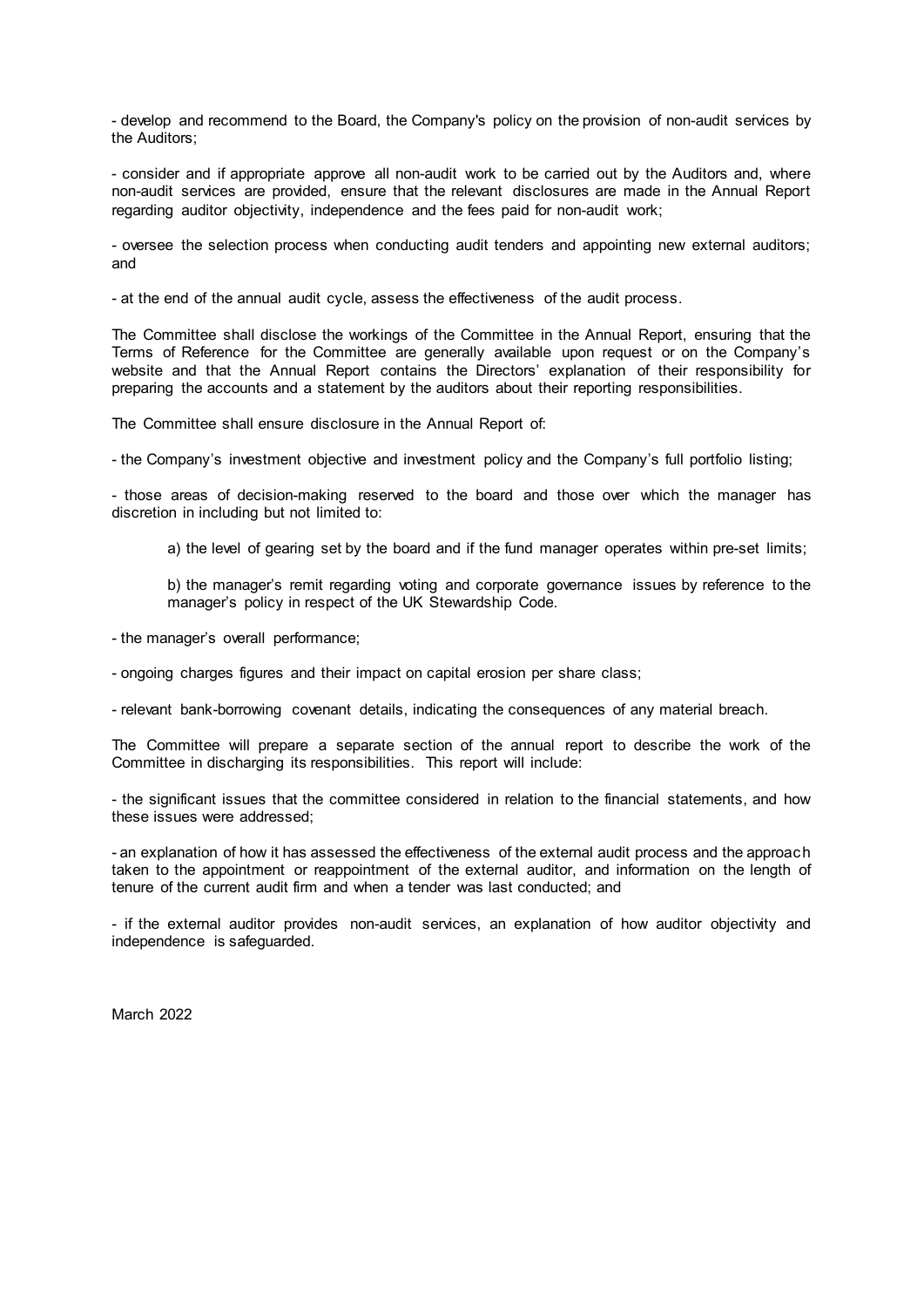- develop and recommend to the Board, the Company's policy on the provision of non-audit services by the Auditors;

- consider and if appropriate approve all non-audit work to be carried out by the Auditors and, where non-audit services are provided, ensure that the relevant disclosures are made in the Annual Report regarding auditor objectivity, independence and the fees paid for non-audit work;

- oversee the selection process when conducting audit tenders and appointing new external auditors; and

- at the end of the annual audit cycle, assess the effectiveness of the audit process.

The Committee shall disclose the workings of the Committee in the Annual Report, ensuring that the Terms of Reference for the Committee are generally available upon request or on the Company's website and that the Annual Report contains the Directors' explanation of their responsibility for preparing the accounts and a statement by the auditors about their reporting responsibilities.

The Committee shall ensure disclosure in the Annual Report of:

- the Company's investment objective and investment policy and the Company's full portfolio listing;

- those areas of decision-making reserved to the board and those over which the manager has discretion in including but not limited to:

  a) the level of gearing set by the board and if the fund manager operates within pre-set limits;

  b) the manager's remit regarding voting and corporate governance issues by reference to the manager's policy in respect of the UK Stewardship Code.

- the manager's overall performance;

- ongoing charges figures and their impact on capital erosion per share class;

- relevant bank-borrowing covenant details, indicating the consequences of any material breach.

The Committee will prepare a separate section of the annual report to describe the work of the Committee in discharging its responsibilities. This report will include:

- the significant issues that the committee considered in relation to the financial statements, and how these issues were addressed;

- an explanation of how it has assessed the effectiveness of the external audit process and the approach taken to the appointment or reappointment of the external auditor, and information on the length of tenure of the current audit firm and when a tender was last conducted; and

- if the external auditor provides non-audit services, an explanation of how auditor objectivity and independence is safeguarded.

March 2022